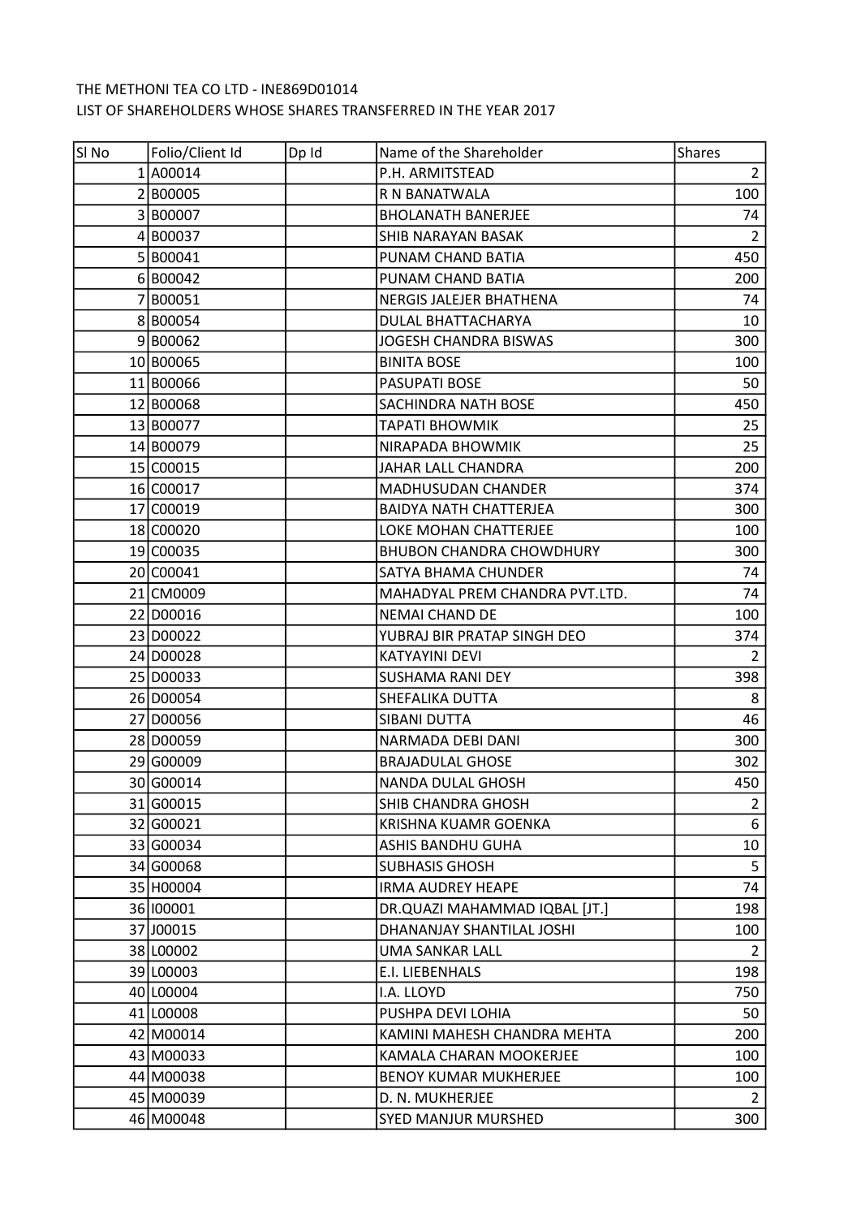THE METHONI TEA CO LTD - INE869D01014

LIST OF SHAREHOLDERS WHOSE SHARES TRANSFERRED IN THE YEAR 2017

| Sl No | Folio/Client Id | Dp Id | Name of the Shareholder | Shares |
|---|---|---|---|---|
| 1 | A00014 | | P.H. ARMITSTEAD | 2 |
| 2 | B00005 | | R N BANATWALA | 100 |
| 3 | B00007 | | BHOLANATH BANERJEE | 74 |
| 4 | B00037 | | SHIB NARAYAN BASAK | 2 |
| 5 | B00041 | | PUNAM CHAND BATIA | 450 |
| 6 | B00042 | | PUNAM CHAND BATIA | 200 |
| 7 | B00051 | | NERGIS JALEJER BHATHENA | 74 |
| 8 | B00054 | | DULAL BHATTACHARYA | 10 |
| 9 | B00062 | | JOGESH CHANDRA BISWAS | 300 |
| 10 | B00065 | | BINITA BOSE | 100 |
| 11 | B00066 | | PASUPATI BOSE | 50 |
| 12 | B00068 | | SACHINDRA NATH BOSE | 450 |
| 13 | B00077 | | TAPATI BHOWMIK | 25 |
| 14 | B00079 | | NIRAPADA BHOWMIK | 25 |
| 15 | C00015 | | JAHAR LALL CHANDRA | 200 |
| 16 | C00017 | | MADHUSUDAN CHANDER | 374 |
| 17 | C00019 | | BAIDYA NATH CHATTERJEA | 300 |
| 18 | C00020 | | LOKE MOHAN CHATTERJEE | 100 |
| 19 | C00035 | | BHUBON CHANDRA CHOWDHURY | 300 |
| 20 | C00041 | | SATYA BHAMA CHUNDER | 74 |
| 21 | CM0009 | | MAHADYAL PREM CHANDRA PVT.LTD. | 74 |
| 22 | D00016 | | NEMAI CHAND DE | 100 |
| 23 | D00022 | | YUBRAJ BIR PRATAP SINGH DEO | 374 |
| 24 | D00028 | | KATYAYINI DEVI | 2 |
| 25 | D00033 | | SUSHAMA RANI DEY | 398 |
| 26 | D00054 | | SHEFALIKA DUTTA | 8 |
| 27 | D00056 | | SIBANI DUTTA | 46 |
| 28 | D00059 | | NARMADA DEBI DANI | 300 |
| 29 | G00009 | | BRAJADULAL GHOSE | 302 |
| 30 | G00014 | | NANDA DULAL GHOSH | 450 |
| 31 | G00015 | | SHIB CHANDRA GHOSH | 2 |
| 32 | G00021 | | KRISHNA KUAMR GOENKA | 6 |
| 33 | G00034 | | ASHIS BANDHU GUHA | 10 |
| 34 | G00068 | | SUBHASIS GHOSH | 5 |
| 35 | H00004 | | IRMA AUDREY HEAPE | 74 |
| 36 | I00001 | | DR.QUAZI MAHAMMAD IQBAL [JT.] | 198 |
| 37 | J00015 | | DHANANJAY SHANTILAL JOSHI | 100 |
| 38 | L00002 | | UMA SANKAR LALL | 2 |
| 39 | L00003 | | E.I. LIEBENHALS | 198 |
| 40 | L00004 | | I.A. LLOYD | 750 |
| 41 | L00008 | | PUSHPA DEVI LOHIA | 50 |
| 42 | M00014 | | KAMINI MAHESH CHANDRA MEHTA | 200 |
| 43 | M00033 | | KAMALA CHARAN MOOKERJEE | 100 |
| 44 | M00038 | | BENOY KUMAR MUKHERJEE | 100 |
| 45 | M00039 | | D. N. MUKHERJEE | 2 |
| 46 | M00048 | | SYED MANJUR MURSHED | 300 |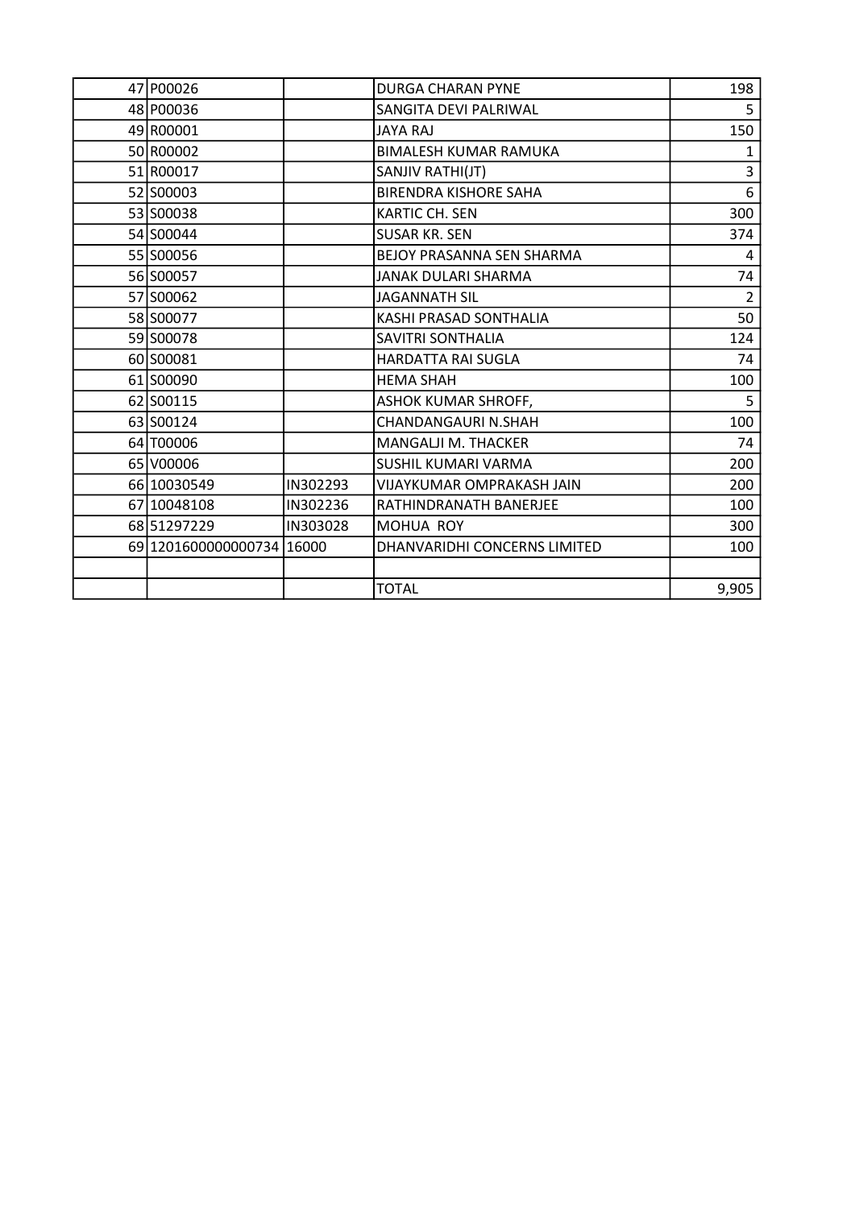| | | | | |
|---|---|---|---|---|
| 47 | P00026 | | DURGA CHARAN PYNE | 198 |
| 48 | P00036 | | SANGITA DEVI PALRIWAL | 5 |
| 49 | R00001 | | JAYA RAJ | 150 |
| 50 | R00002 | | BIMALESH KUMAR RAMUKA | 1 |
| 51 | R00017 | | SANJIV RATHI(JT) | 3 |
| 52 | S00003 | | BIRENDRA KISHORE SAHA | 6 |
| 53 | S00038 | | KARTIC CH. SEN | 300 |
| 54 | S00044 | | SUSAR KR. SEN | 374 |
| 55 | S00056 | | BEJOY PRASANNA SEN SHARMA | 4 |
| 56 | S00057 | | JANAK DULARI SHARMA | 74 |
| 57 | S00062 | | JAGANNATH SIL | 2 |
| 58 | S00077 | | KASHI PRASAD SONTHALIA | 50 |
| 59 | S00078 | | SAVITRI SONTHALIA | 124 |
| 60 | S00081 | | HARDATTA RAI SUGLA | 74 |
| 61 | S00090 | | HEMA SHAH | 100 |
| 62 | S00115 | | ASHOK KUMAR SHROFF, | 5 |
| 63 | S00124 | | CHANDANGAURI N.SHAH | 100 |
| 64 | T00006 | | MANGALJI M. THACKER | 74 |
| 65 | V00006 | | SUSHIL KUMARI VARMA | 200 |
| 66 | 10030549 | IN302293 | VIJAYKUMAR OMPRAKASH JAIN | 200 |
| 67 | 10048108 | IN302236 | RATHINDRANATH BANERJEE | 100 |
| 68 | 51297229 | IN303028 | MOHUA ROY | 300 |
| 69 | 1201600000000734 | 16000 | DHANVARIDHI CONCERNS LIMITED | 100 |
| | | | | |
| | | | TOTAL | 9,905 |